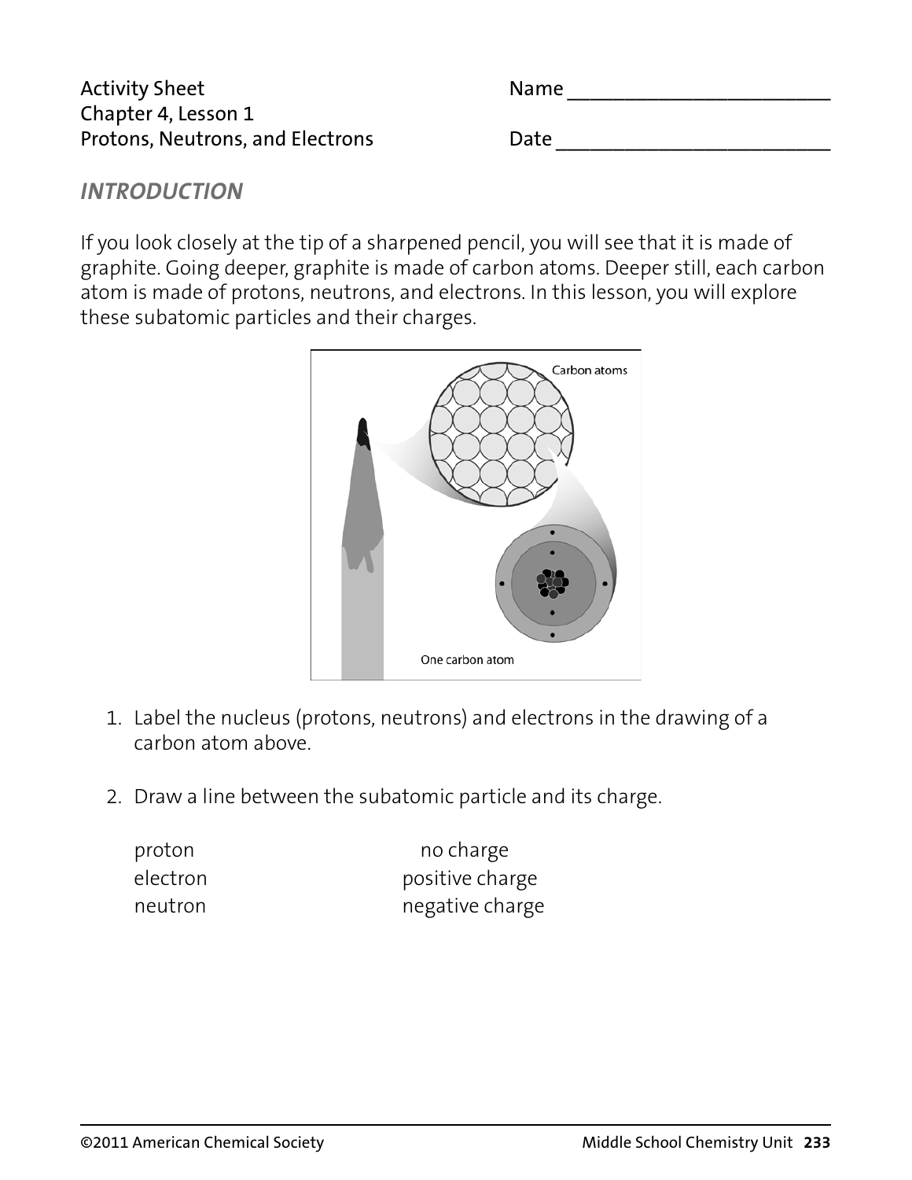Activity Sheet
Chapter 4, Lesson 1
Protons, Neutrons, and Electrons

Name ________________________

Date ________________________

## *INTRODUCTION*

If you look closely at the tip of a sharpened pencil, you will see that it is made of graphite. Going deeper, graphite is made of carbon atoms. Deeper still, each carbon atom is made of protons, neutrons, and electrons. In this lesson, you will explore these subatomic particles and their charges.

Carbon atoms

One carbon atom

1. Label the nucleus (protons, neutrons) and electrons in the drawing of a carbon atom above.

2. Draw a line between the subatomic particle and its charge.

| | |
|---|---|
| proton | no charge |
| electron | positive charge |
| neutron | negative charge |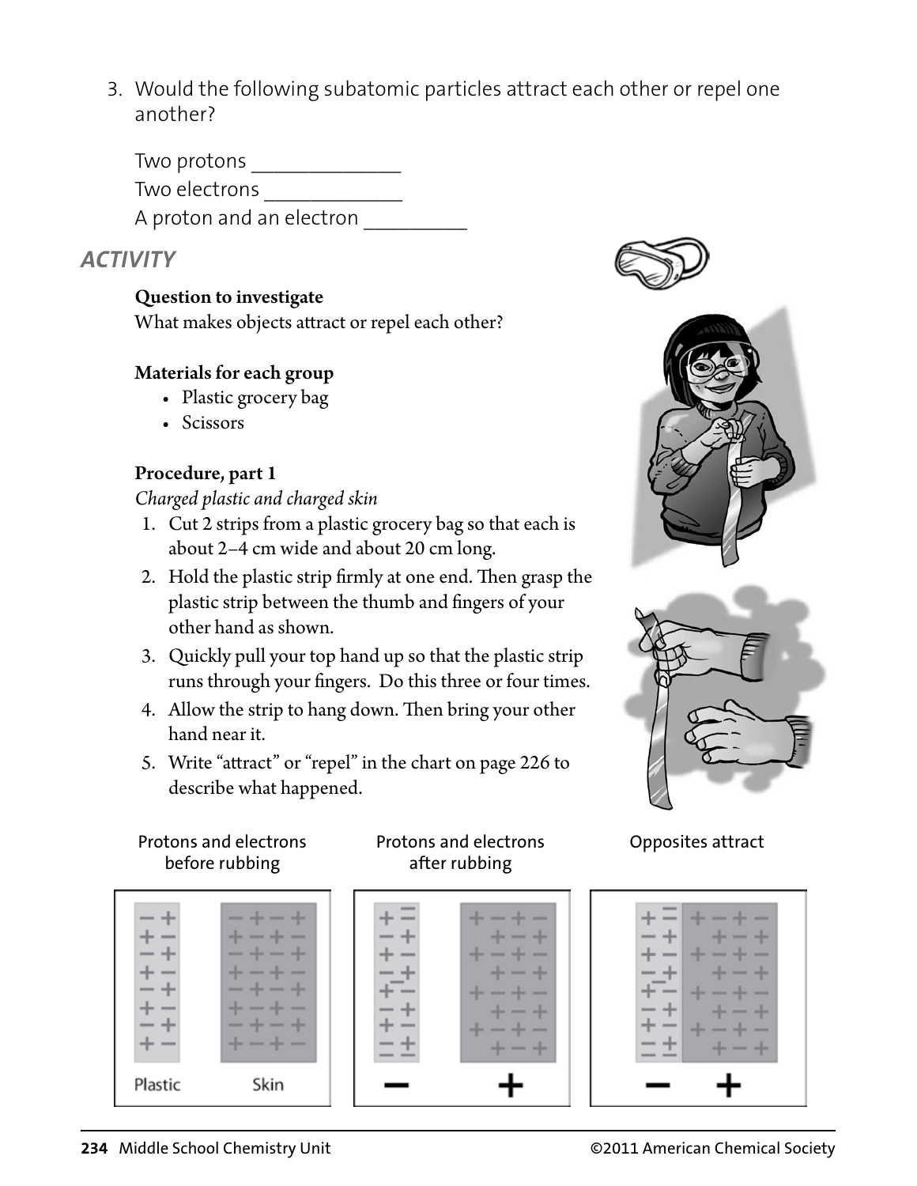3. Would the following subatomic particles attract each other or repel one another?

   Two protons _____________

   Two electrons ____________

   A proton and an electron _________

## ACTIVITY

**Question to investigate**

What makes objects attract or repel each other?

**Materials for each group**

- Plastic grocery bag
- Scissors

**Procedure, part 1**

*Charged plastic and charged skin*

1. Cut 2 strips from a plastic grocery bag so that each is about 2–4 cm wide and about 20 cm long.
2. Hold the plastic strip firmly at one end. Then grasp the plastic strip between the thumb and fingers of your other hand as shown.
3. Quickly pull your top hand up so that the plastic strip runs through your fingers. Do this three or four times.
4. Allow the strip to hang down. Then bring your other hand near it.
5. Write "attract" or "repel" in the chart on page 226 to describe what happened.

Protons and electrons before rubbing

Plastic Skin

Protons and electrons after rubbing

− +

Opposites attract

− +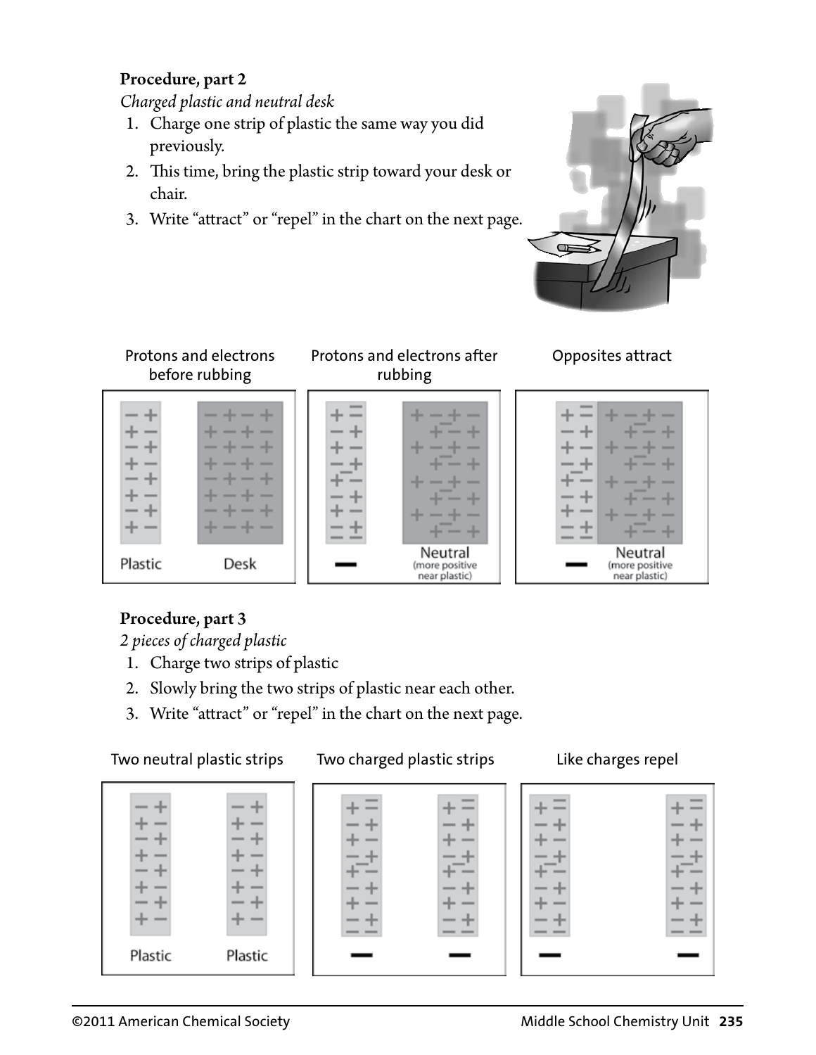**Procedure, part 2**

*Charged plastic and neutral desk*

1. Charge one strip of plastic the same way you did previously.
2. This time, bring the plastic strip toward your desk or chair.
3. Write "attract" or "repel" in the chart on the next page.

Protons and electrons before rubbing

Plastic Desk

Protons and electrons after rubbing

Neutral (more positive near plastic)

Opposites attract

Neutral (more positive near plastic)

**Procedure, part 3**

*2 pieces of charged plastic*

1. Charge two strips of plastic
2. Slowly bring the two strips of plastic near each other.
3. Write "attract" or "repel" in the chart on the next page.

Two neutral plastic strips

Plastic Plastic

Two charged plastic strips

Like charges repel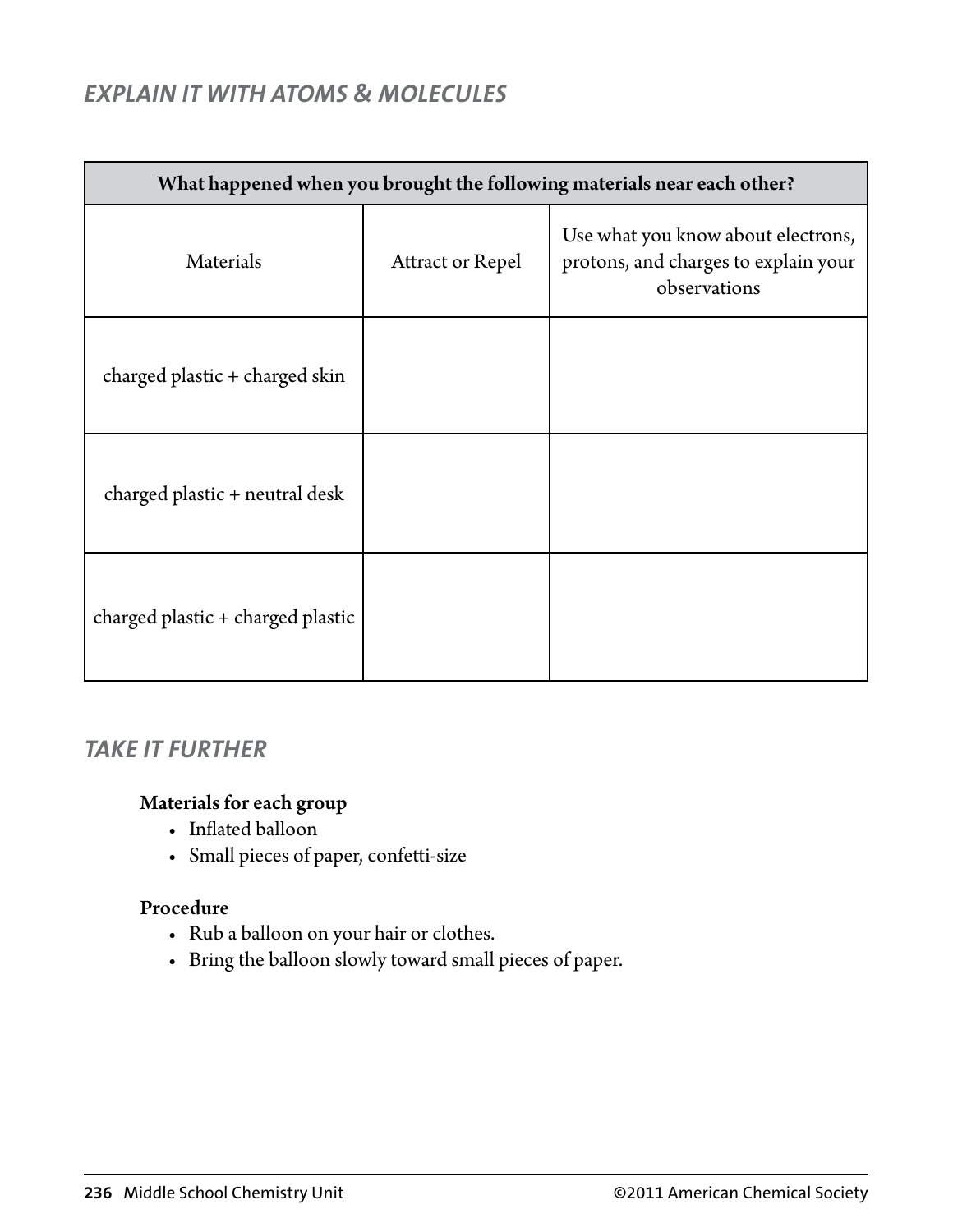## *EXPLAIN IT WITH ATOMS & MOLECULES*

| What happened when you brought the following materials near each other? | | |
|---|---|---|
| Materials | Attract or Repel | Use what you know about electrons, protons, and charges to explain your observations |
| charged plastic + charged skin | | |
| charged plastic + neutral desk | | |
| charged plastic + charged plastic | | |

## *TAKE IT FURTHER*

**Materials for each group**

- Inflated balloon
- Small pieces of paper, confetti-size

**Procedure**

- Rub a balloon on your hair or clothes.
- Bring the balloon slowly toward small pieces of paper.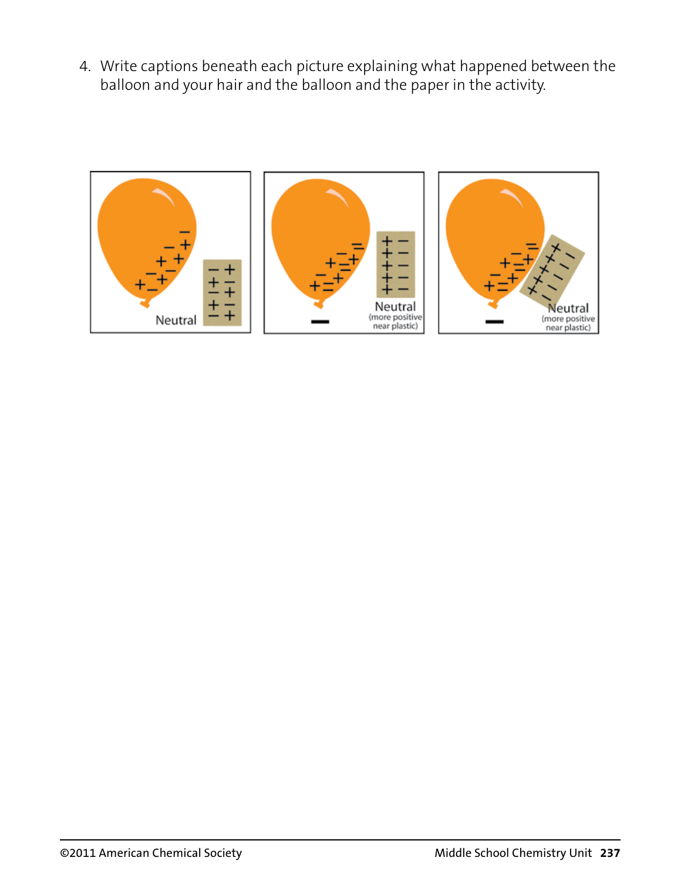4. Write captions beneath each picture explaining what happened between the balloon and your hair and the balloon and the paper in the activity.

Neutral

–

Neutral
(more positive near plastic)

–

Neutral
(more positive near plastic)